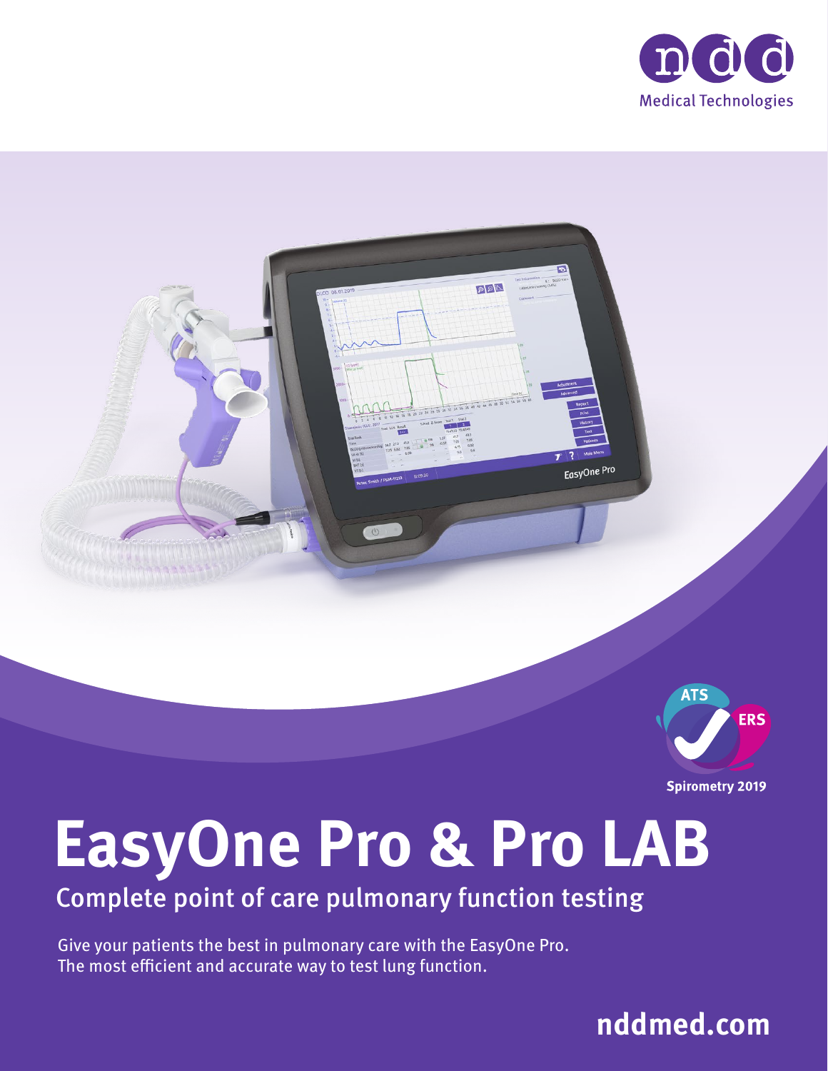ndd Medical Technologies

ATS ERS Spirometry 2019

# EasyOne Pro & Pro LAB

## Complete point of care pulmonary function testing

Give your patients the best in pulmonary care with the EasyOne Pro.
The most efficient and accurate way to test lung function.

**nddmed.com**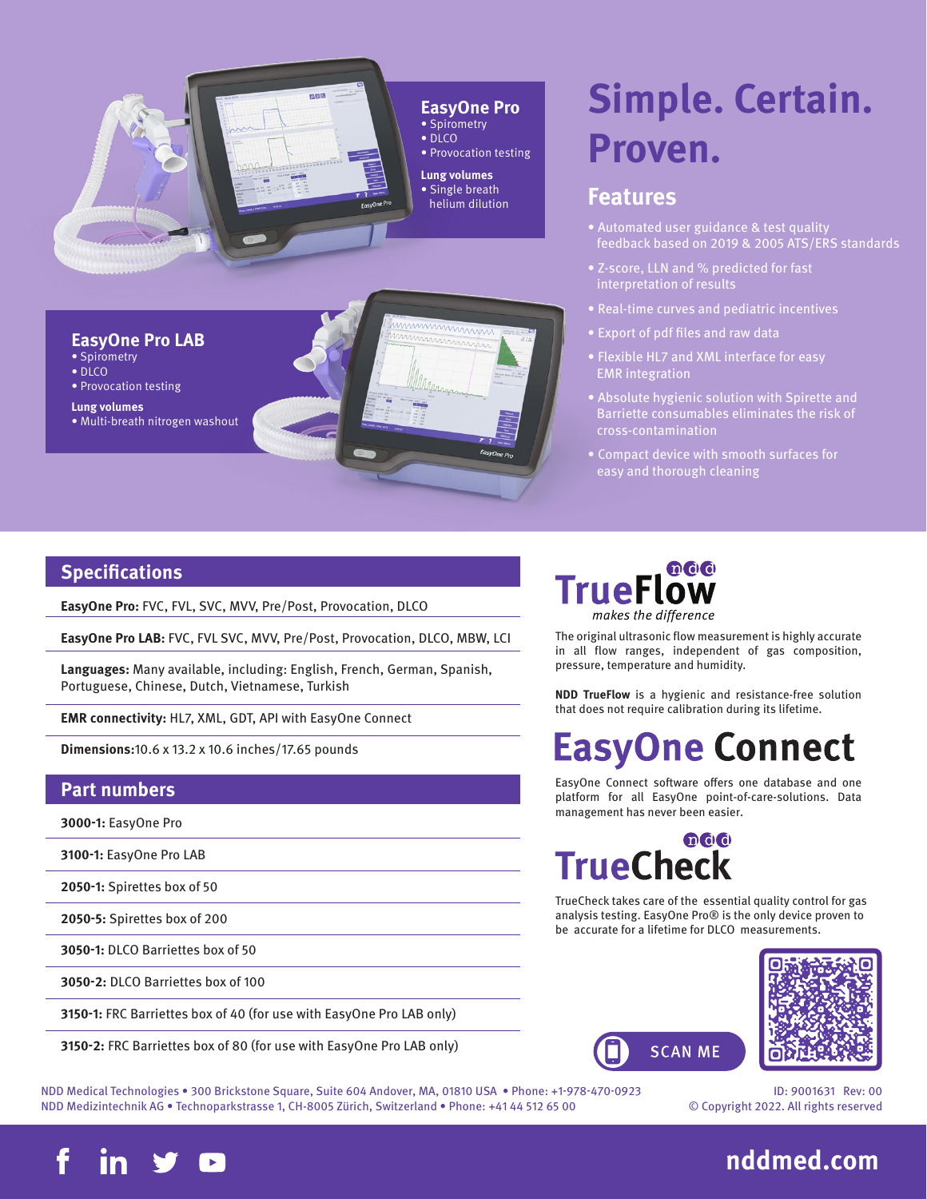## EasyOne Pro

- Spirometry
- DLCO
- Provocation testing

**Lung volumes**

- Single breath helium dilution

## EasyOne Pro LAB

- Spirometry
- DLCO
- Provocation testing

**Lung volumes**

- Multi-breath nitrogen washout

# Simple. Certain. Proven.

## Features

- Automated user guidance & test quality feedback based on 2019 & 2005 ATS/ERS standards
- Z-score, LLN and % predicted for fast interpretation of results
- Real-time curves and pediatric incentives
- Export of pdf files and raw data
- Flexible HL7 and XML interface for easy EMR integration
- Absolute hygienic solution with Spirette and Barriette consumables eliminates the risk of cross-contamination
- Compact device with smooth surfaces for easy and thorough cleaning

## Specifications

**EasyOne Pro:** FVC, FVL, SVC, MVV, Pre/Post, Provocation, DLCO

**EasyOne Pro LAB:** FVC, FVL SVC, MVV, Pre/Post, Provocation, DLCO, MBW, LCI

**Languages:** Many available, including: English, French, German, Spanish, Portuguese, Chinese, Dutch, Vietnamese, Turkish

**EMR connectivity:** HL7, XML, GDT, API with EasyOne Connect

**Dimensions:**10.6 x 13.2 x 10.6 inches/17.65 pounds

## Part numbers

**3000-1:** EasyOne Pro

**3100-1:** EasyOne Pro LAB

**2050-1:** Spirettes box of 50

**2050-5:** Spirettes box of 200

**3050-1:** DLCO Barriettes box of 50

**3050-2:** DLCO Barriettes box of 100

**3150-1:** FRC Barriettes box of 40 (for use with EasyOne Pro LAB only)

**3150-2:** FRC Barriettes box of 80 (for use with EasyOne Pro LAB only)

## ndd TrueFlow

*makes the difference*

The original ultrasonic flow measurement is highly accurate in all flow ranges, independent of gas composition, pressure, temperature and humidity.

**NDD TrueFlow** is a hygienic and resistance-free solution that does not require calibration during its lifetime.

## EasyOne Connect

EasyOne Connect software offers one database and one platform for all EasyOne point-of-care-solutions. Data management has never been easier.

## ndd TrueCheck

TrueCheck takes care of the essential quality control for gas analysis testing. EasyOne Pro® is the only device proven to be accurate for a lifetime for DLCO measurements.

SCAN ME

NDD Medical Technologies • 300 Brickstone Square, Suite 604 Andover, MA, 01810 USA • Phone: +1-978-470-0923
NDD Medizintechnik AG • Technoparkstrasse 1, CH-8005 Zürich, Switzerland • Phone: +41 44 512 65 00

ID: 9001631 Rev: 00
© Copyright 2022. All rights reserved

nddmed.com